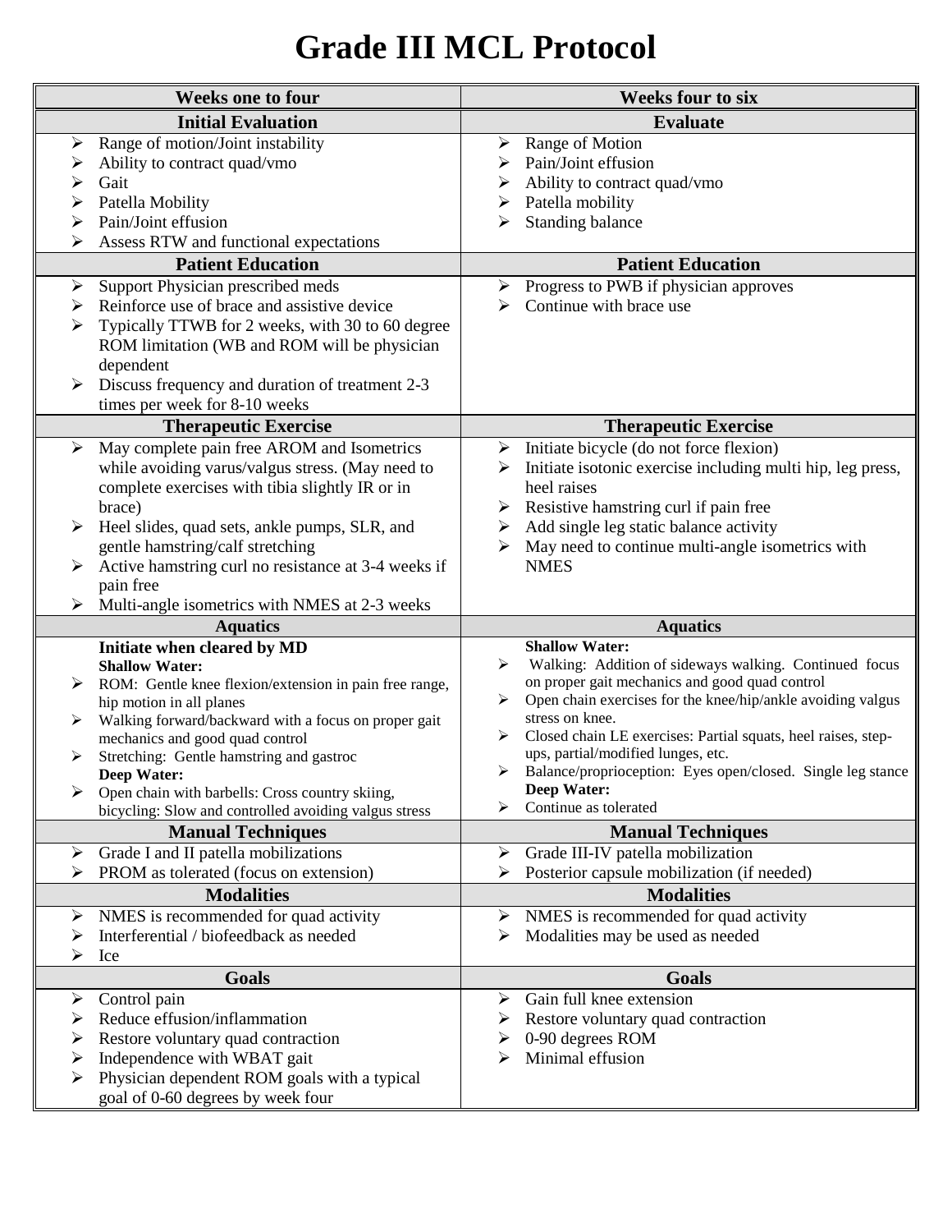# Grade III MCL Protocol

| Weeks one to four | Weeks four to six |
|---|---|
| **Initial Evaluation** | **Evaluate** |
| ➢ Range of motion/Joint instability<br>➢ Ability to contract quad/vmo<br>➢ Gait<br>➢ Patella Mobility<br>➢ Pain/Joint effusion<br>➢ Assess RTW and functional expectations | ➢ Range of Motion<br>➢ Pain/Joint effusion<br>➢ Ability to contract quad/vmo<br>➢ Patella mobility<br>➢ Standing balance |
| **Patient Education** | **Patient Education** |
| ➢ Support Physician prescribed meds<br>➢ Reinforce use of brace and assistive device<br>➢ Typically TTWB for 2 weeks, with 30 to 60 degree ROM limitation (WB and ROM will be physician dependent<br>➢ Discuss frequency and duration of treatment 2-3 times per week for 8-10 weeks | ➢ Progress to PWB if physician approves<br>➢ Continue with brace use |
| **Therapeutic Exercise** | **Therapeutic Exercise** |
| ➢ May complete pain free AROM and Isometrics while avoiding varus/valgus stress. (May need to complete exercises with tibia slightly IR or in brace)<br>➢ Heel slides, quad sets, ankle pumps, SLR, and gentle hamstring/calf stretching<br>➢ Active hamstring curl no resistance at 3-4 weeks if pain free<br>➢ Multi-angle isometrics with NMES at 2-3 weeks | ➢ Initiate bicycle (do not force flexion)<br>➢ Initiate isotonic exercise including multi hip, leg press, heel raises<br>➢ Resistive hamstring curl if pain free<br>➢ Add single leg static balance activity<br>➢ May need to continue multi-angle isometrics with NMES |
| **Aquatics** | **Aquatics** |
| **Initiate when cleared by MD**<br>**Shallow Water:**<br>➢ ROM: Gentle knee flexion/extension in pain free range, hip motion in all planes<br>➢ Walking forward/backward with a focus on proper gait mechanics and good quad control<br>➢ Stretching: Gentle hamstring and gastroc<br>**Deep Water:**<br>➢ Open chain with barbells: Cross country skiing, bicycling: Slow and controlled avoiding valgus stress | **Shallow Water:**<br>➢ Walking: Addition of sideways walking. Continued focus on proper gait mechanics and good quad control<br>➢ Open chain exercises for the knee/hip/ankle avoiding valgus stress on knee.<br>➢ Closed chain LE exercises: Partial squats, heel raises, step-ups, partial/modified lunges, etc.<br>➢ Balance/proprioception: Eyes open/closed. Single leg stance<br>**Deep Water:**<br>➢ Continue as tolerated |
| **Manual Techniques** | **Manual Techniques** |
| ➢ Grade I and II patella mobilizations<br>➢ PROM as tolerated (focus on extension) | ➢ Grade III-IV patella mobilization<br>➢ Posterior capsule mobilization (if needed) |
| **Modalities** | **Modalities** |
| ➢ NMES is recommended for quad activity<br>➢ Interferential / biofeedback as needed<br>➢ Ice | ➢ NMES is recommended for quad activity<br>➢ Modalities may be used as needed |
| **Goals** | **Goals** |
| ➢ Control pain<br>➢ Reduce effusion/inflammation<br>➢ Restore voluntary quad contraction<br>➢ Independence with WBAT gait<br>➢ Physician dependent ROM goals with a typical goal of 0-60 degrees by week four | ➢ Gain full knee extension<br>➢ Restore voluntary quad contraction<br>➢ 0-90 degrees ROM<br>➢ Minimal effusion |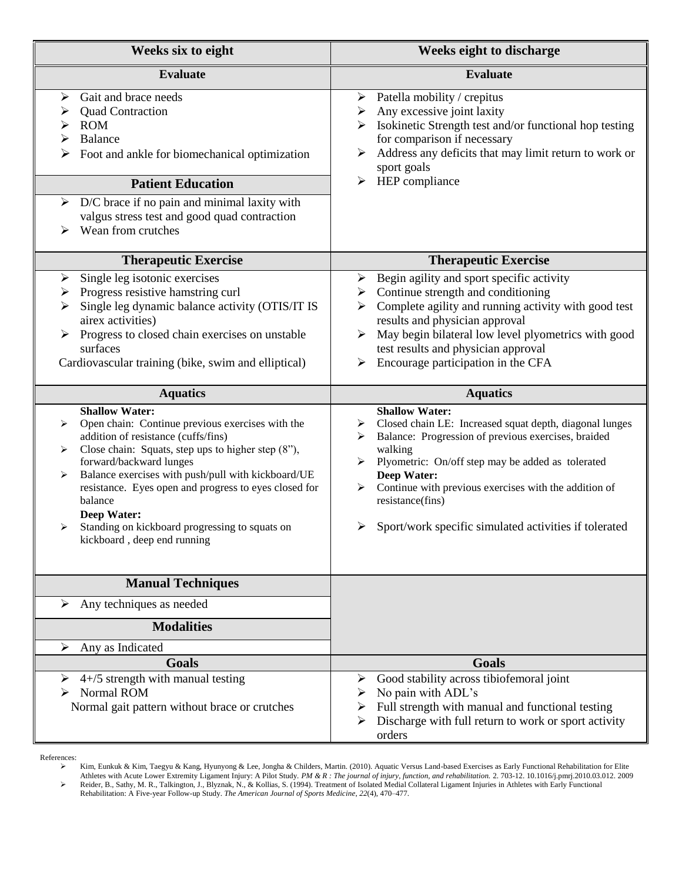| Weeks six to eight | Weeks eight to discharge |
|---|---|
| **Evaluate** | **Evaluate** |
| ➢ Gait and brace needs<br>➢ Quad Contraction<br>➢ ROM<br>➢ Balance<br>➢ Foot and ankle for biomechanical optimization<br><br>**Patient Education**<br>➢ D/C brace if no pain and minimal laxity with valgus stress test and good quad contraction<br>➢ Wean from crutches | ➢ Patella mobility / crepitus<br>➢ Any excessive joint laxity<br>➢ Isokinetic Strength test and/or functional hop testing for comparison if necessary<br>➢ Address any deficits that may limit return to work or sport goals<br>➢ HEP compliance |
| **Therapeutic Exercise** | **Therapeutic Exercise** |
| ➢ Single leg isotonic exercises<br>➢ Progress resistive hamstring curl<br>➢ Single leg dynamic balance activity (OTIS/IT IS airex activities)<br>➢ Progress to closed chain exercises on unstable surfaces<br>Cardiovascular training (bike, swim and elliptical) | ➢ Begin agility and sport specific activity<br>➢ Continue strength and conditioning<br>➢ Complete agility and running activity with good test results and physician approval<br>➢ May begin bilateral low level plyometrics with good test results and physician approval<br>➢ Encourage participation in the CFA |
| **Aquatics** | **Aquatics** |
| **Shallow Water:**<br>➢ Open chain: Continue previous exercises with the addition of resistance (cuffs/fins)<br>➢ Close chain: Squats, step ups to higher step (8"), forward/backward lunges<br>➢ Balance exercises with push/pull with kickboard/UE resistance. Eyes open and progress to eyes closed for balance<br>**Deep Water:**<br>➢ Standing on kickboard progressing to squats on kickboard , deep end running | **Shallow Water:**<br>➢ Closed chain LE: Increased squat depth, diagonal lunges<br>➢ Balance: Progression of previous exercises, braided walking<br>➢ Plyometric: On/off step may be added as tolerated<br>**Deep Water:**<br>➢ Continue with previous exercises with the addition of resistance(fins)<br><br>➢ Sport/work specific simulated activities if tolerated |
| **Manual Techniques**<br>➢ Any techniques as needed<br>**Modalities**<br>➢ Any as Indicated | |
| **Goals** | **Goals** |
| ➢ 4+/5 strength with manual testing<br>➢ Normal ROM<br>Normal gait pattern without brace or crutches | ➢ Good stability across tibiofemoral joint<br>➢ No pain with ADL's<br>➢ Full strength with manual and functional testing<br>➢ Discharge with full return to work or sport activity orders |

References:

- Kim, Eunkuk & Kim, Taegyu & Kang, Hyunyong & Lee, Jongha & Childers, Martin. (2010). Aquatic Versus Land-based Exercises as Early Functional Rehabilitation for Elite Athletes with Acute Lower Extremity Ligament Injury: A Pilot Study. *PM & R : The journal of injury, function, and rehabilitation.* 2. 703-12. 10.1016/j.pmrj.2010.03.012. 2009
- Reider, B., Sathy, M. R., Talkington, J., Blyznak, N., & Kollias, S. (1994). Treatment of Isolated Medial Collateral Ligament Injuries in Athletes with Early Functional Rehabilitation: A Five-year Follow-up Study. *The American Journal of Sports Medicine*, *22*(4), 470–477.